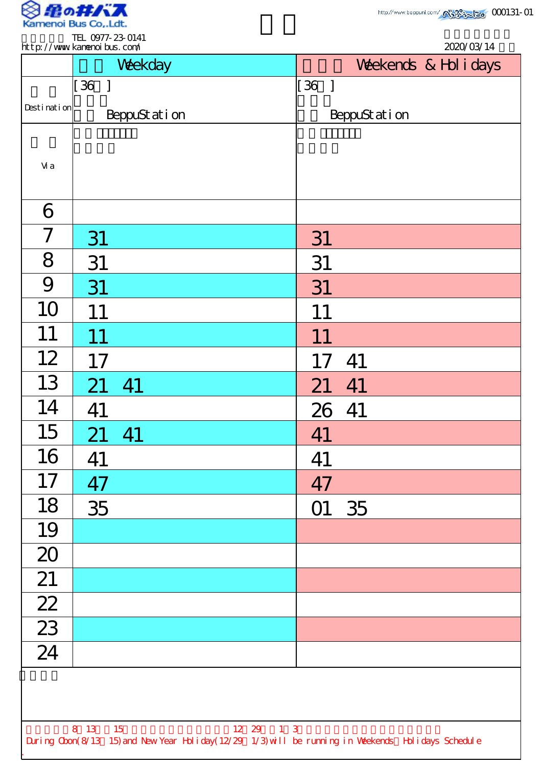Kamenoi Bus Co.,Ldt.

TEL 0977-23-0141
http://www.kamenoibus.com/

http://www.beppunl.com/ 000131-01

2020/03/14

| | Weekday | Weekends & Holidays |
|---|---|---|
| Destination | [36 ] BeppuStation | [36 ] BeppuStation |
| Via | | |
| 6 | | |
| 7 | 31 | 31 |
| 8 | 31 | 31 |
| 9 | 31 | 31 |
| 10 | 11 | 11 |
| 11 | 11 | 11 |
| 12 | 17 | 17 41 |
| 13 | 21 41 | 21 41 |
| 14 | 41 | 26 41 |
| 15 | 21 41 | 41 |
| 16 | 41 | 41 |
| 17 | 47 | 47 |
| 18 | 35 | 01 35 |
| 19 | | |
| 20 | | |
| 21 | | |
| 22 | | |
| 23 | | |
| 24 | | |

8 13 15 12 29 1 3

During Obon(8/13 15) and New Year Holiday(12/29 1/3) will be running in Weekends Holidays Schedule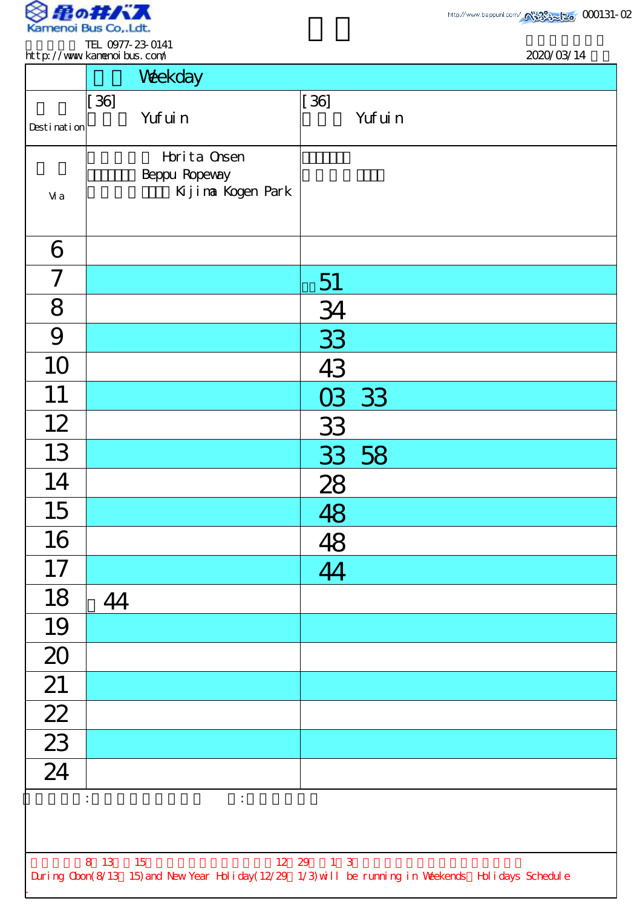Kamenoi Bus Co.,Ldt.

TEL 0977-23-0141
http://www.kamenoibus.com/

http://www.beppunl.com/ 000131-02

2020/03/14

| | Weekday | |
|---|---|---|
| Destination | [36] Yufuin | [36] Yufuin |
| Via | Horita Onsen<br>Beppu Ropeway<br>Kijima Kogen Park | |
| 6 | | |
| 7 | | 51 |
| 8 | | 34 |
| 9 | | 33 |
| 10 | | 43 |
| 11 | | 03 33 |
| 12 | | 33 |
| 13 | | 33 58 |
| 14 | | 28 |
| 15 | | 48 |
| 16 | | 48 |
| 17 | | 44 |
| 18 | 44 | |
| 19 | | |
| 20 | | |
| 21 | | |
| 22 | | |
| 23 | | |
| 24 | | |

8 13 15 12 29 1 3

During Obon(8/13 15) and New Year Holiday(12/29 1/3) will be running in Weekends Holidays Schedule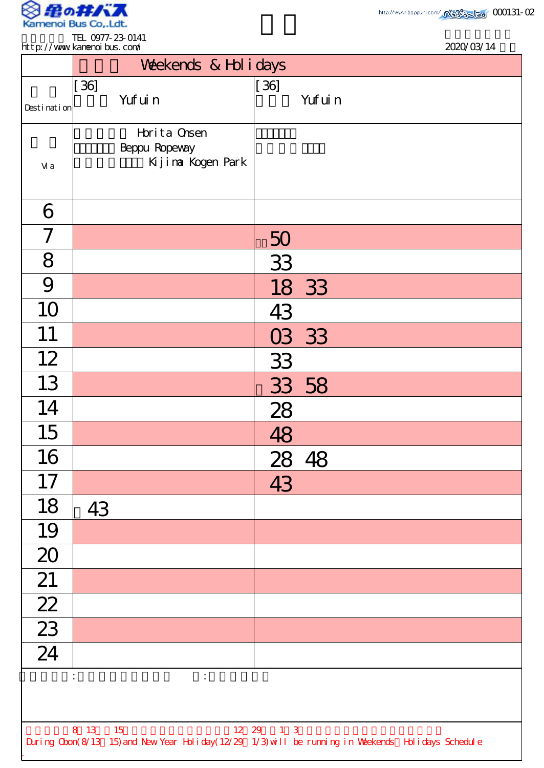Kamenoi Bus Co,.Ldt.

TEL 0977-23-0141
http://www.kamenoibus.com/

http://www.beppunl.com/ 000131-02

2020/03/14

| | Weekends & Holidays | |
|---|---|---|
| Destination | [36] Yufuin | [36] Yufuin |
| Via | Horita Onsen / Beppu Ropeway / Kijima Kogen Park | |
| 6 | | |
| 7 | | 50 |
| 8 | | 33 |
| 9 | | 18 33 |
| 10 | | 43 |
| 11 | | 03 33 |
| 12 | | 33 |
| 13 | | 33 58 |
| 14 | | 28 |
| 15 | | 48 |
| 16 | | 28 48 |
| 17 | | 43 |
| 18 | 43 | |
| 19 | | |
| 20 | | |
| 21 | | |
| 22 | | |
| 23 | | |
| 24 | | |

8 13 15 12 29 1 3

During Obon(8/13 15)and New Year Holiday(12/29 1/3)will be running in Weekends Holidays Schedule